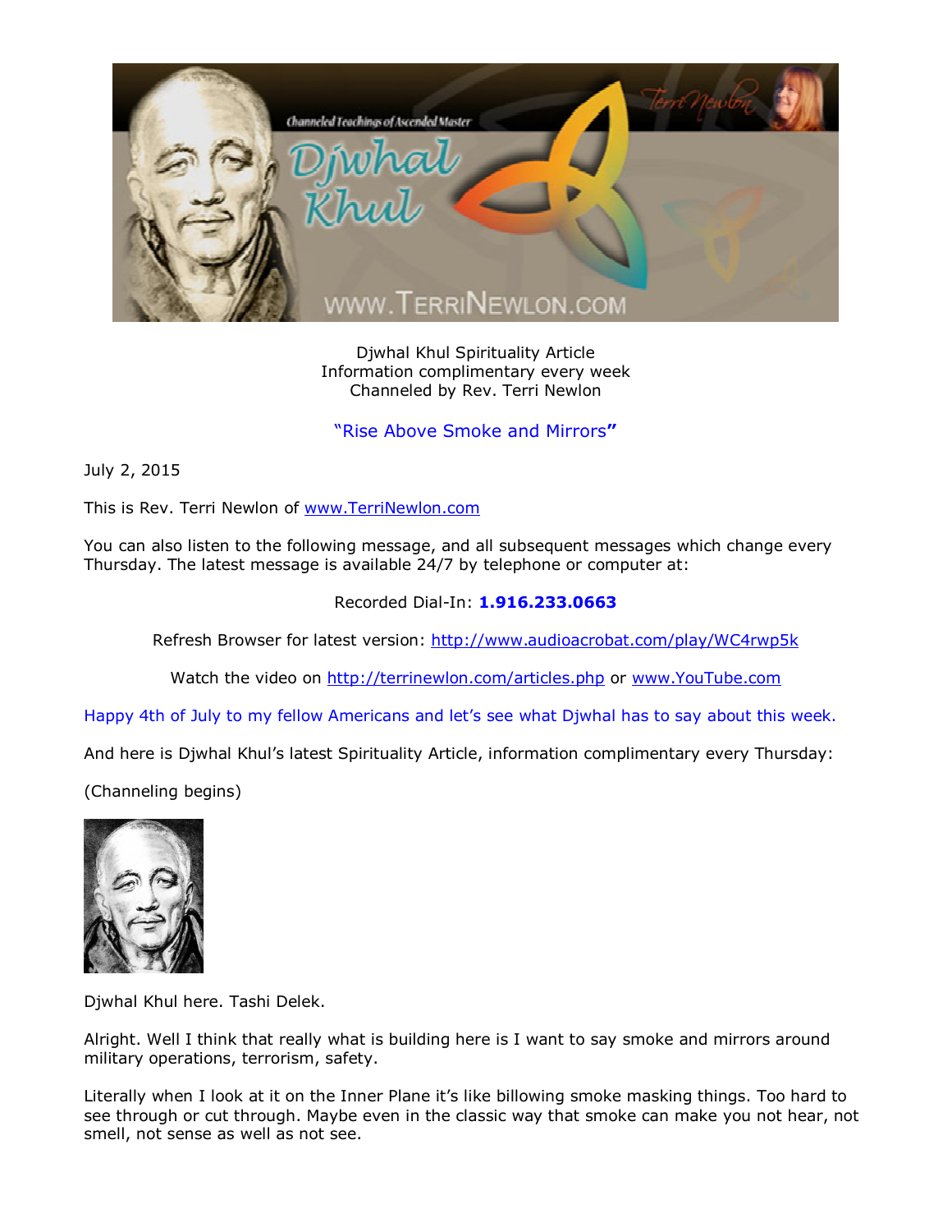Djwhal Khul Spirituality Article
Information complimentary every week
Channeled by Rev. Terri Newlon

## "Rise Above Smoke and Mirrors"

July 2, 2015

This is Rev. Terri Newlon of www.TerriNewlon.com

You can also listen to the following message, and all subsequent messages which change every Thursday. The latest message is available 24/7 by telephone or computer at:

Recorded Dial-In: **1.916.233.0663**

Refresh Browser for latest version: http://www.audioacrobat.com/play/WC4rwp5k

Watch the video on http://terrinewlon.com/articles.php or www.YouTube.com

Happy 4th of July to my fellow Americans and let's see what Djwhal has to say about this week.

And here is Djwhal Khul's latest Spirituality Article, information complimentary every Thursday:

(Channeling begins)

Djwhal Khul here. Tashi Delek.

Alright. Well I think that really what is building here is I want to say smoke and mirrors around military operations, terrorism, safety.

Literally when I look at it on the Inner Plane it's like billowing smoke masking things. Too hard to see through or cut through. Maybe even in the classic way that smoke can make you not hear, not smell, not sense as well as not see.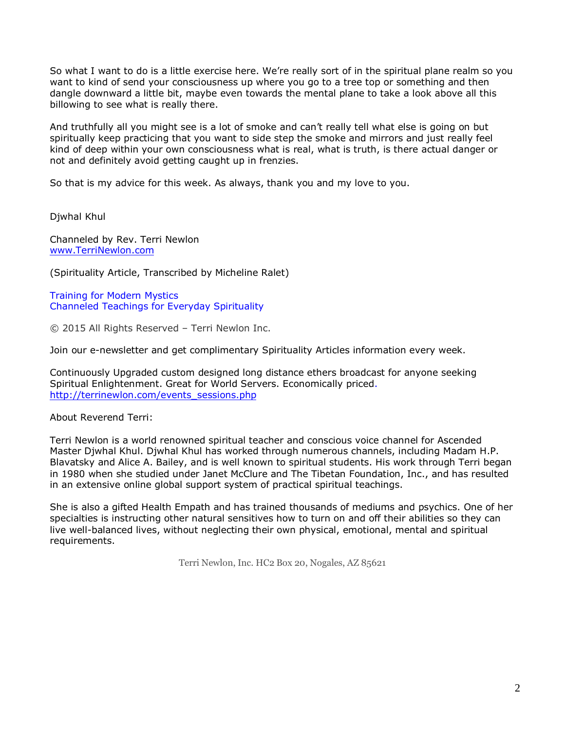So what I want to do is a little exercise here. We're really sort of in the spiritual plane realm so you want to kind of send your consciousness up where you go to a tree top or something and then dangle downward a little bit, maybe even towards the mental plane to take a look above all this billowing to see what is really there.

And truthfully all you might see is a lot of smoke and can't really tell what else is going on but spiritually keep practicing that you want to side step the smoke and mirrors and just really feel kind of deep within your own consciousness what is real, what is truth, is there actual danger or not and definitely avoid getting caught up in frenzies.

So that is my advice for this week. As always, thank you and my love to you.

Djwhal Khul

Channeled by Rev. Terri Newlon
www.TerriNewlon.com

(Spirituality Article, Transcribed by Micheline Ralet)

Training for Modern Mystics
Channeled Teachings for Everyday Spirituality

© 2015 All Rights Reserved – Terri Newlon Inc.

Join our e-newsletter and get complimentary Spirituality Articles information every week.

Continuously Upgraded custom designed long distance ethers broadcast for anyone seeking Spiritual Enlightenment. Great for World Servers. Economically priced.
http://terrinewlon.com/events_sessions.php

About Reverend Terri:

Terri Newlon is a world renowned spiritual teacher and conscious voice channel for Ascended Master Djwhal Khul. Djwhal Khul has worked through numerous channels, including Madam H.P. Blavatsky and Alice A. Bailey, and is well known to spiritual students. His work through Terri began in 1980 when she studied under Janet McClure and The Tibetan Foundation, Inc., and has resulted in an extensive online global support system of practical spiritual teachings.

She is also a gifted Health Empath and has trained thousands of mediums and psychics. One of her specialties is instructing other natural sensitives how to turn on and off their abilities so they can live well-balanced lives, without neglecting their own physical, emotional, mental and spiritual requirements.

Terri Newlon, Inc. HC2 Box 20, Nogales, AZ 85621